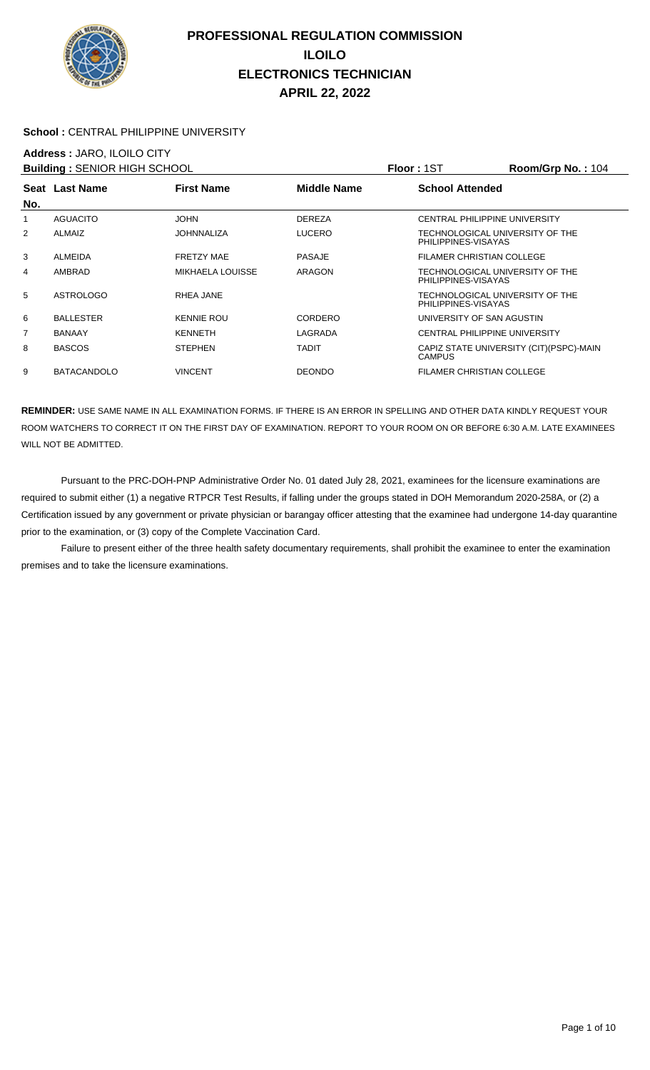# PROFESSIONAL REGULATION COMMISSION
# ILOILO
# ELECTRONICS TECHNICIAN
# APRIL 22, 2022

**School :** CENTRAL PHILIPPINE UNIVERSITY

**Address :** JARO, ILOILO CITY

**Building :** SENIOR HIGH SCHOOL **Floor :** 1ST **Room/Grp No. :** 104

| Seat No. | Last Name | First Name | Middle Name | School Attended |
|---|---|---|---|---|
| 1 | AGUACITO | JOHN | DEREZA | CENTRAL PHILIPPINE UNIVERSITY |
| 2 | ALMAIZ | JOHNNALIZA | LUCERO | TECHNOLOGICAL UNIVERSITY OF THE PHILIPPINES-VISAYAS |
| 3 | ALMEIDA | FRETZY MAE | PASAJE | FILAMER CHRISTIAN COLLEGE |
| 4 | AMBRAD | MIKHAELA LOUISSE | ARAGON | TECHNOLOGICAL UNIVERSITY OF THE PHILIPPINES-VISAYAS |
| 5 | ASTROLOGO | RHEA JANE | | TECHNOLOGICAL UNIVERSITY OF THE PHILIPPINES-VISAYAS |
| 6 | BALLESTER | KENNIE ROU | CORDERO | UNIVERSITY OF SAN AGUSTIN |
| 7 | BANAAY | KENNETH | LAGRADA | CENTRAL PHILIPPINE UNIVERSITY |
| 8 | BASCOS | STEPHEN | TADIT | CAPIZ STATE UNIVERSITY (CIT)(PSPC)-MAIN CAMPUS |
| 9 | BATACANDOLO | VINCENT | DEONDO | FILAMER CHRISTIAN COLLEGE |

**REMINDER:** USE SAME NAME IN ALL EXAMINATION FORMS. IF THERE IS AN ERROR IN SPELLING AND OTHER DATA KINDLY REQUEST YOUR ROOM WATCHERS TO CORRECT IT ON THE FIRST DAY OF EXAMINATION. REPORT TO YOUR ROOM ON OR BEFORE 6:30 A.M. LATE EXAMINEES WILL NOT BE ADMITTED.

Pursuant to the PRC-DOH-PNP Administrative Order No. 01 dated July 28, 2021, examinees for the licensure examinations are required to submit either (1) a negative RTPCR Test Results, if falling under the groups stated in DOH Memorandum 2020-258A, or (2) a Certification issued by any government or private physician or barangay officer attesting that the examinee had undergone 14-day quarantine prior to the examination, or (3) copy of the Complete Vaccination Card.

Failure to present either of the three health safety documentary requirements, shall prohibit the examinee to enter the examination premises and to take the licensure examinations.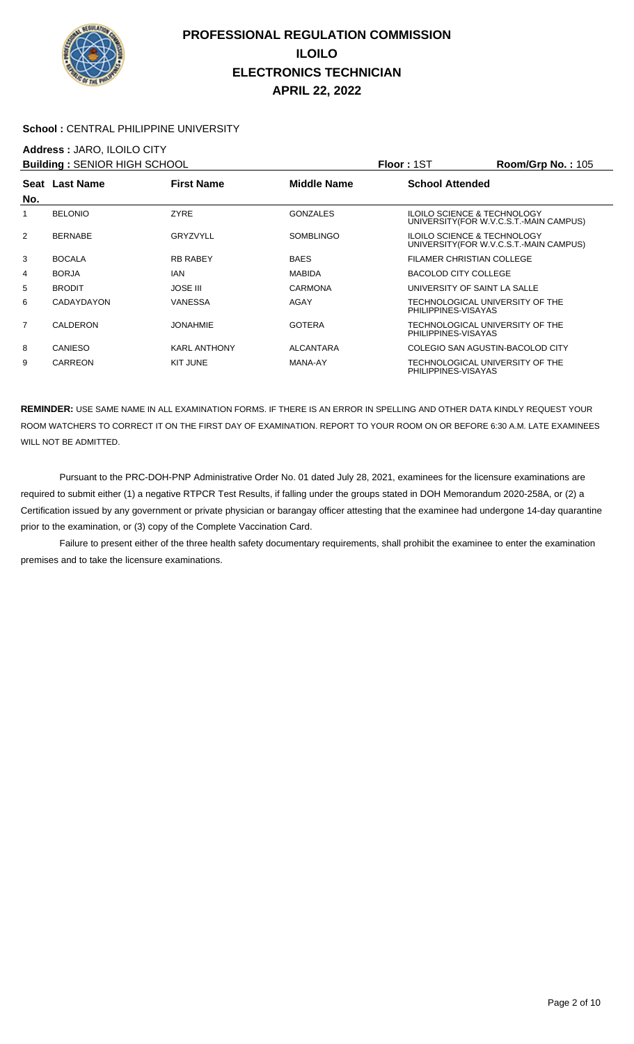# PROFESSIONAL REGULATION COMMISSION
## ILOILO
## ELECTRONICS TECHNICIAN
## APRIL 22, 2022

**School :** CENTRAL PHILIPPINE UNIVERSITY

**Address :** JARO, ILOILO CITY

**Building :** SENIOR HIGH SCHOOL **Floor :** 1ST **Room/Grp No. :** 105

| Seat No. | Last Name | First Name | Middle Name | School Attended |
|---|---|---|---|---|
| 1 | BELONIO | ZYRE | GONZALES | ILOILO SCIENCE & TECHNOLOGY UNIVERSITY(FOR W.V.C.S.T.-MAIN CAMPUS) |
| 2 | BERNABE | GRYZVYLL | SOMBLINGO | ILOILO SCIENCE & TECHNOLOGY UNIVERSITY(FOR W.V.C.S.T.-MAIN CAMPUS) |
| 3 | BOCALA | RB RABEY | BAES | FILAMER CHRISTIAN COLLEGE |
| 4 | BORJA | IAN | MABIDA | BACOLOD CITY COLLEGE |
| 5 | BRODIT | JOSE III | CARMONA | UNIVERSITY OF SAINT LA SALLE |
| 6 | CADAYDAYON | VANESSA | AGAY | TECHNOLOGICAL UNIVERSITY OF THE PHILIPPINES-VISAYAS |
| 7 | CALDERON | JONAHMIE | GOTERA | TECHNOLOGICAL UNIVERSITY OF THE PHILIPPINES-VISAYAS |
| 8 | CANIESO | KARL ANTHONY | ALCANTARA | COLEGIO SAN AGUSTIN-BACOLOD CITY |
| 9 | CARREON | KIT JUNE | MANA-AY | TECHNOLOGICAL UNIVERSITY OF THE PHILIPPINES-VISAYAS |

**REMINDER:** USE SAME NAME IN ALL EXAMINATION FORMS. IF THERE IS AN ERROR IN SPELLING AND OTHER DATA KINDLY REQUEST YOUR ROOM WATCHERS TO CORRECT IT ON THE FIRST DAY OF EXAMINATION. REPORT TO YOUR ROOM ON OR BEFORE 6:30 A.M. LATE EXAMINEES WILL NOT BE ADMITTED.

Pursuant to the PRC-DOH-PNP Administrative Order No. 01 dated July 28, 2021, examinees for the licensure examinations are required to submit either (1) a negative RTPCR Test Results, if falling under the groups stated in DOH Memorandum 2020-258A, or (2) a Certification issued by any government or private physician or barangay officer attesting that the examinee had undergone 14-day quarantine prior to the examination, or (3) copy of the Complete Vaccination Card.

Failure to present either of the three health safety documentary requirements, shall prohibit the examinee to enter the examination premises and to take the licensure examinations.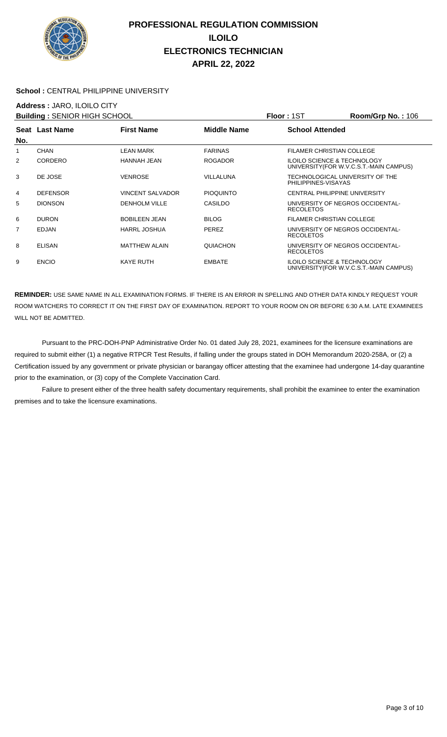# PROFESSIONAL REGULATION COMMISSION
# ILOILO
# ELECTRONICS TECHNICIAN
# APRIL 22, 2022

**School :** CENTRAL PHILIPPINE UNIVERSITY

**Address :** JARO, ILOILO CITY

**Building :** SENIOR HIGH SCHOOL **Floor :** 1ST **Room/Grp No. :** 106

| Seat No. | Last Name | First Name | Middle Name | School Attended |
|---|---|---|---|---|
| 1 | CHAN | LEAN MARK | FARINAS | FILAMER CHRISTIAN COLLEGE |
| 2 | CORDERO | HANNAH JEAN | ROGADOR | ILOILO SCIENCE & TECHNOLOGY UNIVERSITY(FOR W.V.C.S.T.-MAIN CAMPUS) |
| 3 | DE JOSE | VENROSE | VILLALUNA | TECHNOLOGICAL UNIVERSITY OF THE PHILIPPINES-VISAYAS |
| 4 | DEFENSOR | VINCENT SALVADOR | PIOQUINTO | CENTRAL PHILIPPINE UNIVERSITY |
| 5 | DIONSON | DENHOLM VILLE | CASILDO | UNIVERSITY OF NEGROS OCCIDENTAL-RECOLETOS |
| 6 | DURON | BOBILEEN JEAN | BILOG | FILAMER CHRISTIAN COLLEGE |
| 7 | EDJAN | HARRL JOSHUA | PEREZ | UNIVERSITY OF NEGROS OCCIDENTAL-RECOLETOS |
| 8 | ELISAN | MATTHEW ALAIN | QUIACHON | UNIVERSITY OF NEGROS OCCIDENTAL-RECOLETOS |
| 9 | ENCIO | KAYE RUTH | EMBATE | ILOILO SCIENCE & TECHNOLOGY UNIVERSITY(FOR W.V.C.S.T.-MAIN CAMPUS) |

**REMINDER:** USE SAME NAME IN ALL EXAMINATION FORMS. IF THERE IS AN ERROR IN SPELLING AND OTHER DATA KINDLY REQUEST YOUR ROOM WATCHERS TO CORRECT IT ON THE FIRST DAY OF EXAMINATION. REPORT TO YOUR ROOM ON OR BEFORE 6:30 A.M. LATE EXAMINEES WILL NOT BE ADMITTED.

Pursuant to the PRC-DOH-PNP Administrative Order No. 01 dated July 28, 2021, examinees for the licensure examinations are required to submit either (1) a negative RTPCR Test Results, if falling under the groups stated in DOH Memorandum 2020-258A, or (2) a Certification issued by any government or private physician or barangay officer attesting that the examinee had undergone 14-day quarantine prior to the examination, or (3) copy of the Complete Vaccination Card.

Failure to present either of the three health safety documentary requirements, shall prohibit the examinee to enter the examination premises and to take the licensure examinations.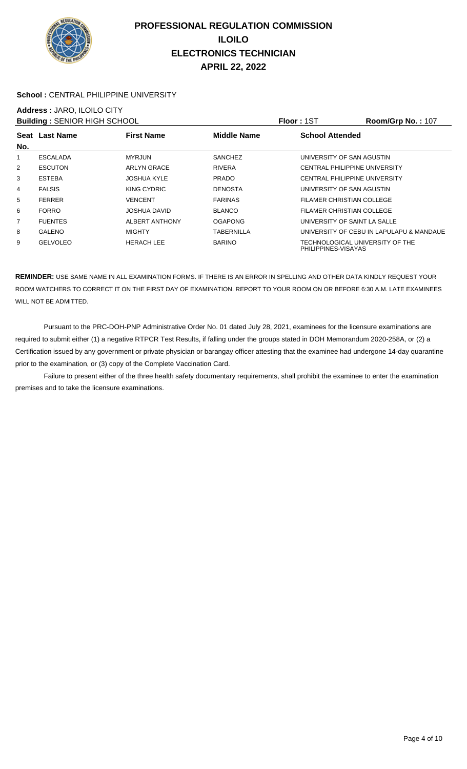# PROFESSIONAL REGULATION COMMISSION
## ILOILO
## ELECTRONICS TECHNICIAN
## APRIL 22, 2022

**School :** CENTRAL PHILIPPINE UNIVERSITY

**Address :** JARO, ILOILO CITY

**Building :** SENIOR HIGH SCHOOL **Floor :** 1ST **Room/Grp No. :** 107

| Seat No. | Last Name | First Name | Middle Name | School Attended |
|---|---|---|---|---|
| 1 | ESCALADA | MYRJUN | SANCHEZ | UNIVERSITY OF SAN AGUSTIN |
| 2 | ESCUTON | ARLYN GRACE | RIVERA | CENTRAL PHILIPPINE UNIVERSITY |
| 3 | ESTEBA | JOSHUA KYLE | PRADO | CENTRAL PHILIPPINE UNIVERSITY |
| 4 | FALSIS | KING CYDRIC | DENOSTA | UNIVERSITY OF SAN AGUSTIN |
| 5 | FERRER | VENCENT | FARINAS | FILAMER CHRISTIAN COLLEGE |
| 6 | FORRO | JOSHUA DAVID | BLANCO | FILAMER CHRISTIAN COLLEGE |
| 7 | FUENTES | ALBERT ANTHONY | OGAPONG | UNIVERSITY OF SAINT LA SALLE |
| 8 | GALENO | MIGHTY | TABERNILLA | UNIVERSITY OF CEBU IN LAPULAPU & MANDAUE |
| 9 | GELVOLEO | HERACH LEE | BARINO | TECHNOLOGICAL UNIVERSITY OF THE PHILIPPINES-VISAYAS |

**REMINDER:** USE SAME NAME IN ALL EXAMINATION FORMS. IF THERE IS AN ERROR IN SPELLING AND OTHER DATA KINDLY REQUEST YOUR ROOM WATCHERS TO CORRECT IT ON THE FIRST DAY OF EXAMINATION. REPORT TO YOUR ROOM ON OR BEFORE 6:30 A.M. LATE EXAMINEES WILL NOT BE ADMITTED.

Pursuant to the PRC-DOH-PNP Administrative Order No. 01 dated July 28, 2021, examinees for the licensure examinations are required to submit either (1) a negative RTPCR Test Results, if falling under the groups stated in DOH Memorandum 2020-258A, or (2) a Certification issued by any government or private physician or barangay officer attesting that the examinee had undergone 14-day quarantine prior to the examination, or (3) copy of the Complete Vaccination Card.

Failure to present either of the three health safety documentary requirements, shall prohibit the examinee to enter the examination premises and to take the licensure examinations.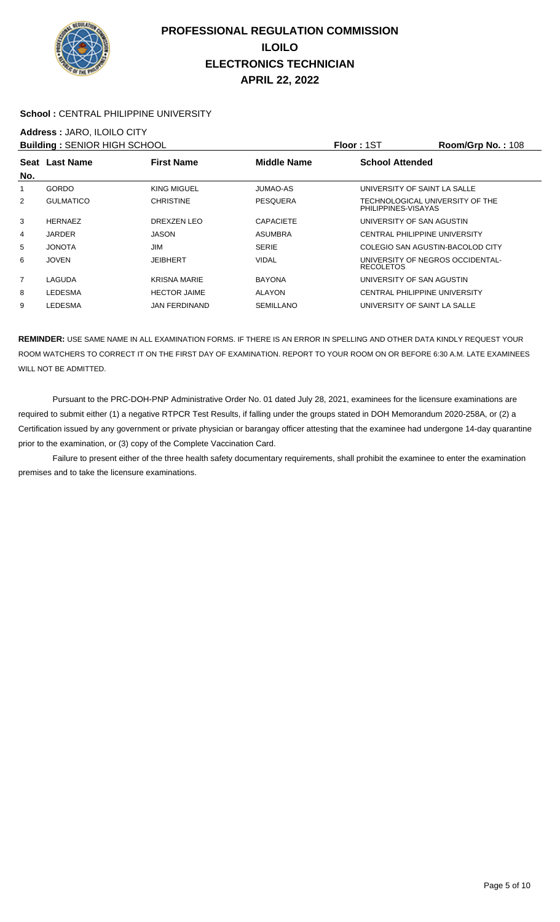# PROFESSIONAL REGULATION COMMISSION
## ILOILO
## ELECTRONICS TECHNICIAN
## APRIL 22, 2022

**School :** CENTRAL PHILIPPINE UNIVERSITY

**Address :** JARO, ILOILO CITY

**Building :** SENIOR HIGH SCHOOL **Floor :** 1ST **Room/Grp No. :** 108

| Seat No. | Last Name | First Name | Middle Name | School Attended |
|---|---|---|---|---|
| 1 | GORDO | KING MIGUEL | JUMAO-AS | UNIVERSITY OF SAINT LA SALLE |
| 2 | GULMATICO | CHRISTINE | PESQUERA | TECHNOLOGICAL UNIVERSITY OF THE PHILIPPINES-VISAYAS |
| 3 | HERNAEZ | DREXZEN LEO | CAPACIETE | UNIVERSITY OF SAN AGUSTIN |
| 4 | JARDER | JASON | ASUMBRA | CENTRAL PHILIPPINE UNIVERSITY |
| 5 | JONOTA | JIM | SERIE | COLEGIO SAN AGUSTIN-BACOLOD CITY |
| 6 | JOVEN | JEIBHERT | VIDAL | UNIVERSITY OF NEGROS OCCIDENTAL-RECOLETOS |
| 7 | LAGUDA | KRISNA MARIE | BAYONA | UNIVERSITY OF SAN AGUSTIN |
| 8 | LEDESMA | HECTOR JAIME | ALAYON | CENTRAL PHILIPPINE UNIVERSITY |
| 9 | LEDESMA | JAN FERDINAND | SEMILLANO | UNIVERSITY OF SAINT LA SALLE |

**REMINDER:** USE SAME NAME IN ALL EXAMINATION FORMS. IF THERE IS AN ERROR IN SPELLING AND OTHER DATA KINDLY REQUEST YOUR ROOM WATCHERS TO CORRECT IT ON THE FIRST DAY OF EXAMINATION. REPORT TO YOUR ROOM ON OR BEFORE 6:30 A.M. LATE EXAMINEES WILL NOT BE ADMITTED.

Pursuant to the PRC-DOH-PNP Administrative Order No. 01 dated July 28, 2021, examinees for the licensure examinations are required to submit either (1) a negative RTPCR Test Results, if falling under the groups stated in DOH Memorandum 2020-258A, or (2) a Certification issued by any government or private physician or barangay officer attesting that the examinee had undergone 14-day quarantine prior to the examination, or (3) copy of the Complete Vaccination Card.

Failure to present either of the three health safety documentary requirements, shall prohibit the examinee to enter the examination premises and to take the licensure examinations.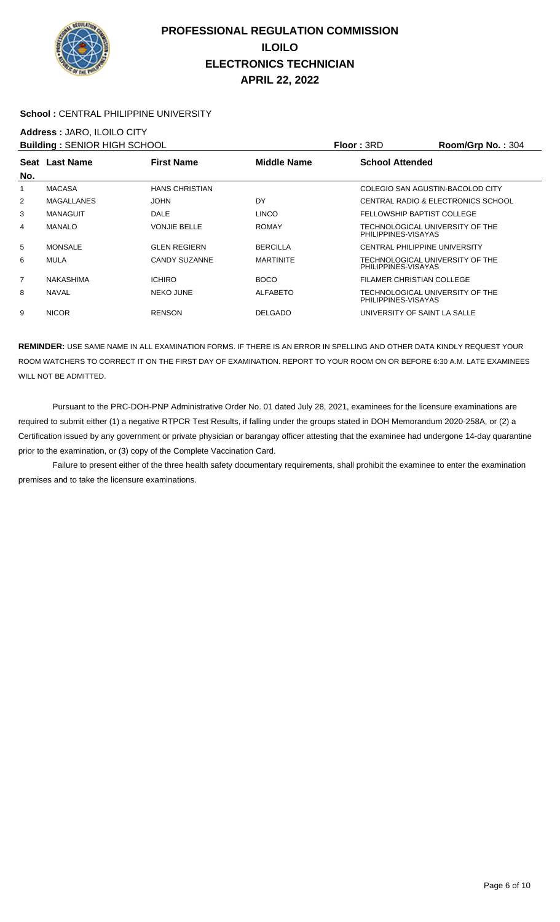# PROFESSIONAL REGULATION COMMISSION
## ILOILO
## ELECTRONICS TECHNICIAN
## APRIL 22, 2022

**School :** CENTRAL PHILIPPINE UNIVERSITY

**Address :** JARO, ILOILO CITY

**Building :** SENIOR HIGH SCHOOL **Floor :** 3RD **Room/Grp No. :** 304

| Seat No. | Last Name | First Name | Middle Name | School Attended |
|---|---|---|---|---|
| 1 | MACASA | HANS CHRISTIAN | | COLEGIO SAN AGUSTIN-BACOLOD CITY |
| 2 | MAGALLANES | JOHN | DY | CENTRAL RADIO & ELECTRONICS SCHOOL |
| 3 | MANAGUIT | DALE | LINCO | FELLOWSHIP BAPTIST COLLEGE |
| 4 | MANALO | VONJIE BELLE | ROMAY | TECHNOLOGICAL UNIVERSITY OF THE PHILIPPINES-VISAYAS |
| 5 | MONSALE | GLEN REGIERN | BERCILLA | CENTRAL PHILIPPINE UNIVERSITY |
| 6 | MULA | CANDY SUZANNE | MARTINITE | TECHNOLOGICAL UNIVERSITY OF THE PHILIPPINES-VISAYAS |
| 7 | NAKASHIMA | ICHIRO | BOCO | FILAMER CHRISTIAN COLLEGE |
| 8 | NAVAL | NEKO JUNE | ALFABETO | TECHNOLOGICAL UNIVERSITY OF THE PHILIPPINES-VISAYAS |
| 9 | NICOR | RENSON | DELGADO | UNIVERSITY OF SAINT LA SALLE |

**REMINDER:** USE SAME NAME IN ALL EXAMINATION FORMS. IF THERE IS AN ERROR IN SPELLING AND OTHER DATA KINDLY REQUEST YOUR ROOM WATCHERS TO CORRECT IT ON THE FIRST DAY OF EXAMINATION. REPORT TO YOUR ROOM ON OR BEFORE 6:30 A.M. LATE EXAMINEES WILL NOT BE ADMITTED.

Pursuant to the PRC-DOH-PNP Administrative Order No. 01 dated July 28, 2021, examinees for the licensure examinations are required to submit either (1) a negative RTPCR Test Results, if falling under the groups stated in DOH Memorandum 2020-258A, or (2) a Certification issued by any government or private physician or barangay officer attesting that the examinee had undergone 14-day quarantine prior to the examination, or (3) copy of the Complete Vaccination Card.

Failure to present either of the three health safety documentary requirements, shall prohibit the examinee to enter the examination premises and to take the licensure examinations.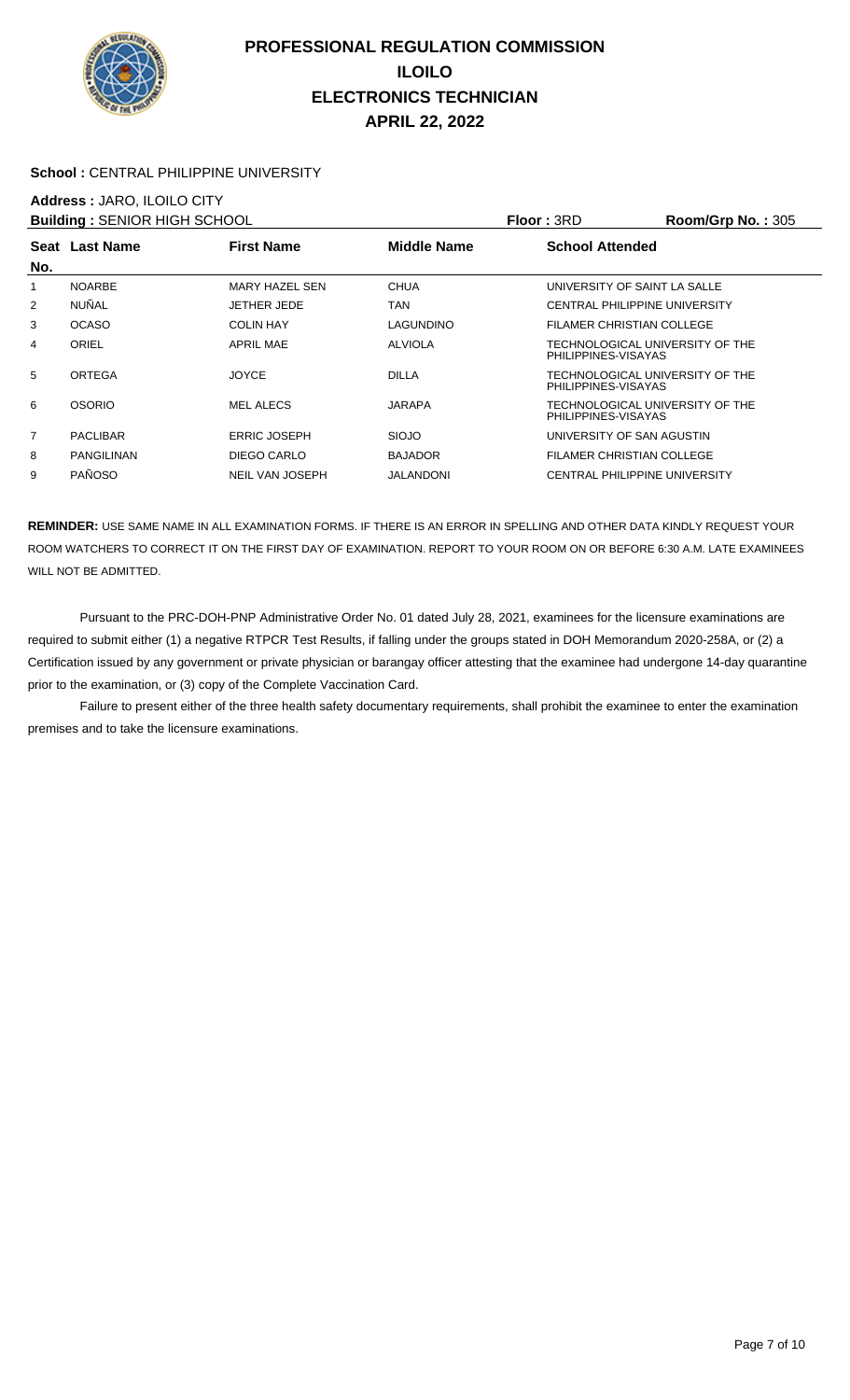# PROFESSIONAL REGULATION COMMISSION
# ILOILO
# ELECTRONICS TECHNICIAN
# APRIL 22, 2022

**School :** CENTRAL PHILIPPINE UNIVERSITY

**Address :** JARO, ILOILO CITY

**Building :** SENIOR HIGH SCHOOL **Floor :** 3RD **Room/Grp No. :** 305

| Seat No. | Last Name | First Name | Middle Name | School Attended |
|---|---|---|---|---|
| 1 | NOARBE | MARY HAZEL SEN | CHUA | UNIVERSITY OF SAINT LA SALLE |
| 2 | NUÑAL | JETHER JEDE | TAN | CENTRAL PHILIPPINE UNIVERSITY |
| 3 | OCASO | COLIN HAY | LAGUNDINO | FILAMER CHRISTIAN COLLEGE |
| 4 | ORIEL | APRIL MAE | ALVIOLA | TECHNOLOGICAL UNIVERSITY OF THE PHILIPPINES-VISAYAS |
| 5 | ORTEGA | JOYCE | DILLA | TECHNOLOGICAL UNIVERSITY OF THE PHILIPPINES-VISAYAS |
| 6 | OSORIO | MEL ALECS | JARAPA | TECHNOLOGICAL UNIVERSITY OF THE PHILIPPINES-VISAYAS |
| 7 | PACLIBAR | ERRIC JOSEPH | SIOJO | UNIVERSITY OF SAN AGUSTIN |
| 8 | PANGILINAN | DIEGO CARLO | BAJADOR | FILAMER CHRISTIAN COLLEGE |
| 9 | PAÑOSO | NEIL VAN JOSEPH | JALANDONI | CENTRAL PHILIPPINE UNIVERSITY |

**REMINDER:** USE SAME NAME IN ALL EXAMINATION FORMS. IF THERE IS AN ERROR IN SPELLING AND OTHER DATA KINDLY REQUEST YOUR ROOM WATCHERS TO CORRECT IT ON THE FIRST DAY OF EXAMINATION. REPORT TO YOUR ROOM ON OR BEFORE 6:30 A.M. LATE EXAMINEES WILL NOT BE ADMITTED.

Pursuant to the PRC-DOH-PNP Administrative Order No. 01 dated July 28, 2021, examinees for the licensure examinations are required to submit either (1) a negative RTPCR Test Results, if falling under the groups stated in DOH Memorandum 2020-258A, or (2) a Certification issued by any government or private physician or barangay officer attesting that the examinee had undergone 14-day quarantine prior to the examination, or (3) copy of the Complete Vaccination Card.

Failure to present either of the three health safety documentary requirements, shall prohibit the examinee to enter the examination premises and to take the licensure examinations.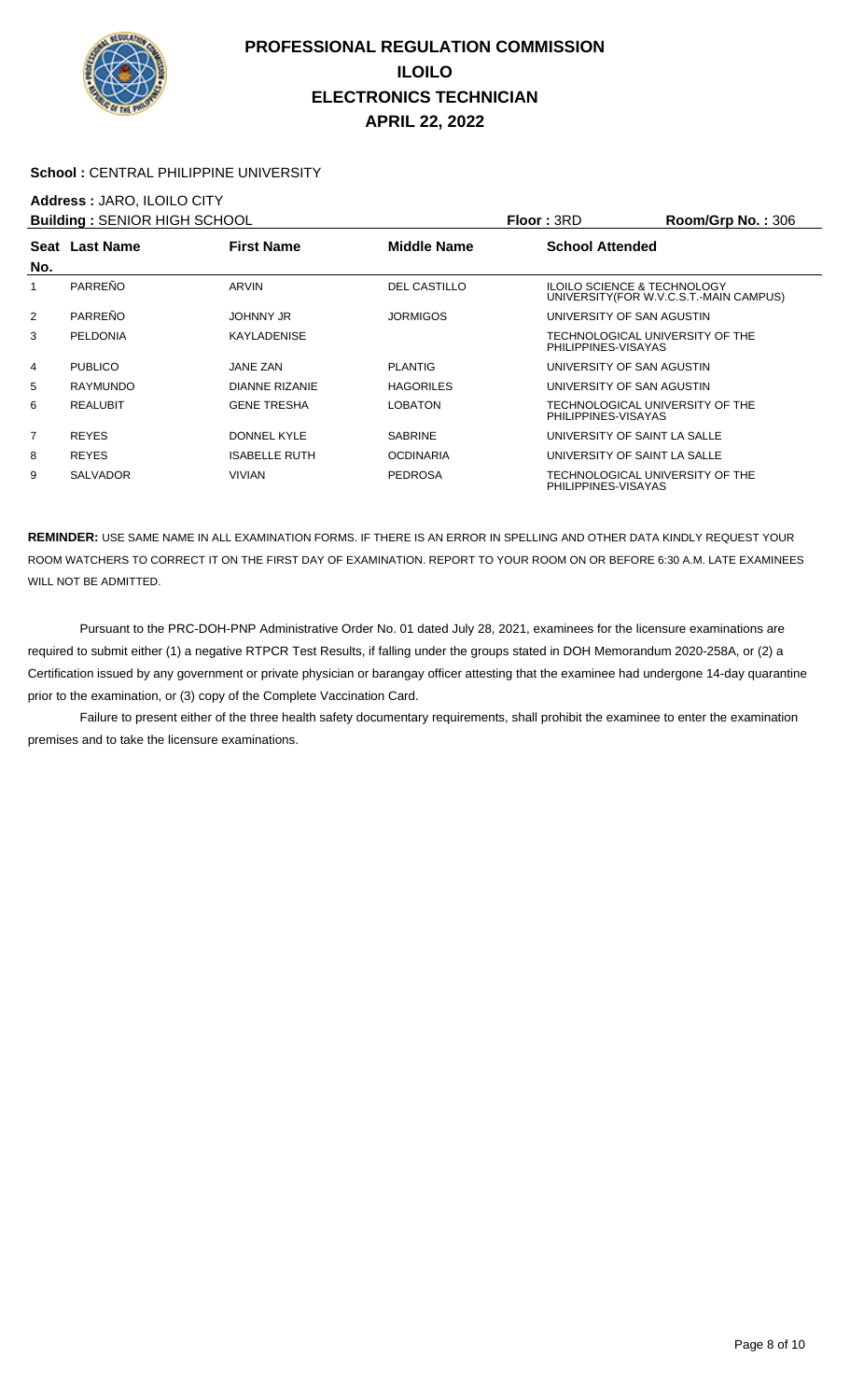# PROFESSIONAL REGULATION COMMISSION
## ILOILO
## ELECTRONICS TECHNICIAN
## APRIL 22, 2022

**School :** CENTRAL PHILIPPINE UNIVERSITY

**Address :** JARO, ILOILO CITY

**Building :** SENIOR HIGH SCHOOL | **Floor :** 3RD | **Room/Grp No. :** 306

| Seat No. | Last Name | First Name | Middle Name | School Attended |
|---|---|---|---|---|
| 1 | PARREÑO | ARVIN | DEL CASTILLO | ILOILO SCIENCE & TECHNOLOGY UNIVERSITY(FOR W.V.C.S.T.-MAIN CAMPUS) |
| 2 | PARREÑO | JOHNNY JR | JORMIGOS | UNIVERSITY OF SAN AGUSTIN |
| 3 | PELDONIA | KAYLADENISE | | TECHNOLOGICAL UNIVERSITY OF THE PHILIPPINES-VISAYAS |
| 4 | PUBLICO | JANE ZAN | PLANTIG | UNIVERSITY OF SAN AGUSTIN |
| 5 | RAYMUNDO | DIANNE RIZANIE | HAGORILES | UNIVERSITY OF SAN AGUSTIN |
| 6 | REALUBIT | GENE TRESHA | LOBATON | TECHNOLOGICAL UNIVERSITY OF THE PHILIPPINES-VISAYAS |
| 7 | REYES | DONNEL KYLE | SABRINE | UNIVERSITY OF SAINT LA SALLE |
| 8 | REYES | ISABELLE RUTH | OCDINARIA | UNIVERSITY OF SAINT LA SALLE |
| 9 | SALVADOR | VIVIAN | PEDROSA | TECHNOLOGICAL UNIVERSITY OF THE PHILIPPINES-VISAYAS |

**REMINDER:** USE SAME NAME IN ALL EXAMINATION FORMS. IF THERE IS AN ERROR IN SPELLING AND OTHER DATA KINDLY REQUEST YOUR ROOM WATCHERS TO CORRECT IT ON THE FIRST DAY OF EXAMINATION. REPORT TO YOUR ROOM ON OR BEFORE 6:30 A.M. LATE EXAMINEES WILL NOT BE ADMITTED.

Pursuant to the PRC-DOH-PNP Administrative Order No. 01 dated July 28, 2021, examinees for the licensure examinations are required to submit either (1) a negative RTPCR Test Results, if falling under the groups stated in DOH Memorandum 2020-258A, or (2) a Certification issued by any government or private physician or barangay officer attesting that the examinee had undergone 14-day quarantine prior to the examination, or (3) copy of the Complete Vaccination Card.

Failure to present either of the three health safety documentary requirements, shall prohibit the examinee to enter the examination premises and to take the licensure examinations.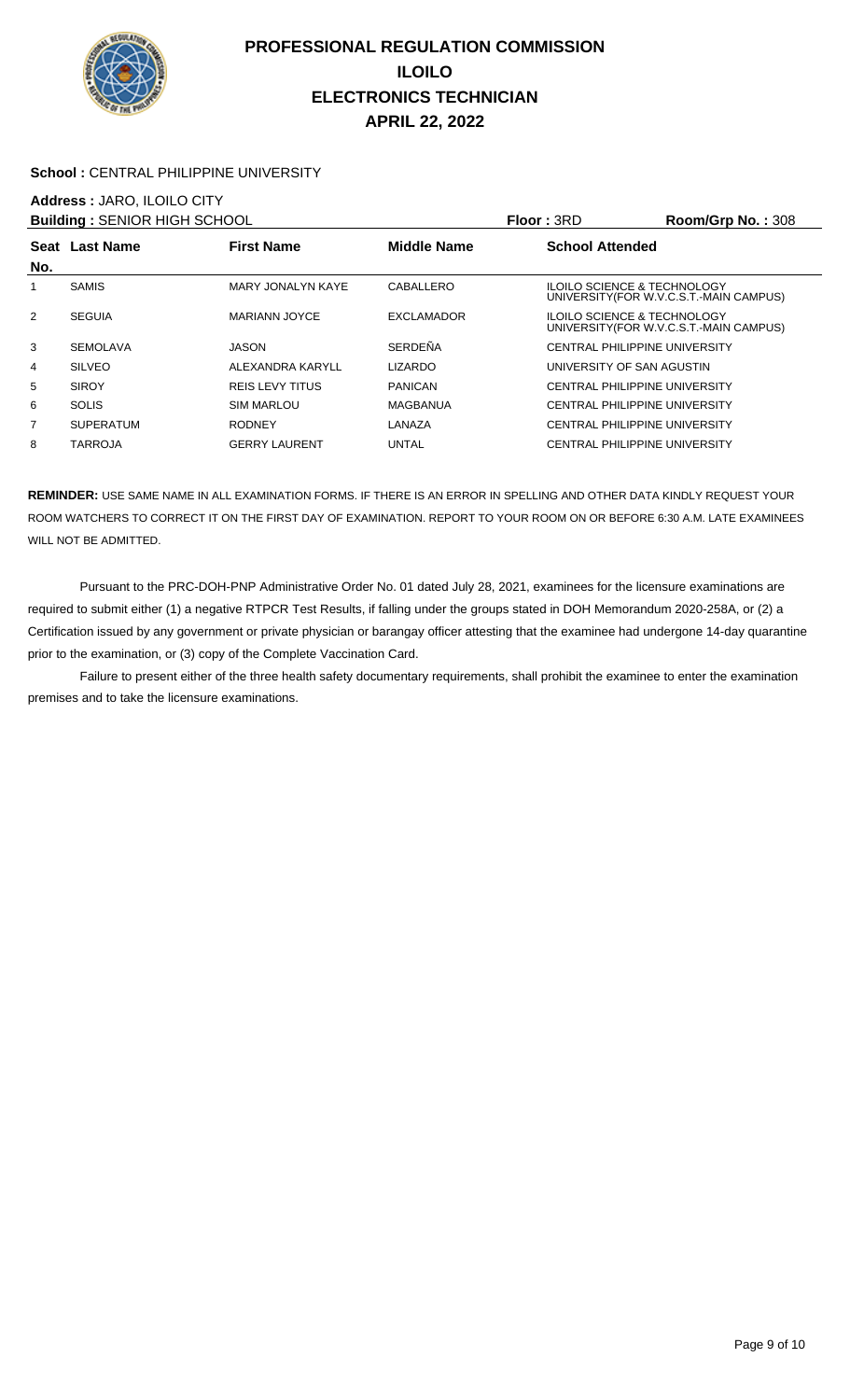# PROFESSIONAL REGULATION COMMISSION
## ILOILO
## ELECTRONICS TECHNICIAN
## APRIL 22, 2022

**School :** CENTRAL PHILIPPINE UNIVERSITY

**Address :** JARO, ILOILO CITY

**Building :** SENIOR HIGH SCHOOL **Floor :** 3RD **Room/Grp No. :** 308

| Seat No. | Last Name | First Name | Middle Name | School Attended |
|---|---|---|---|---|
| 1 | SAMIS | MARY JONALYN KAYE | CABALLERO | ILOILO SCIENCE & TECHNOLOGY UNIVERSITY(FOR W.V.C.S.T.-MAIN CAMPUS) |
| 2 | SEGUIA | MARIANN JOYCE | EXCLAMADOR | ILOILO SCIENCE & TECHNOLOGY UNIVERSITY(FOR W.V.C.S.T.-MAIN CAMPUS) |
| 3 | SEMOLAVA | JASON | SERDEÑA | CENTRAL PHILIPPINE UNIVERSITY |
| 4 | SILVEO | ALEXANDRA KARYLL | LIZARDO | UNIVERSITY OF SAN AGUSTIN |
| 5 | SIROY | REIS LEVY TITUS | PANICAN | CENTRAL PHILIPPINE UNIVERSITY |
| 6 | SOLIS | SIM MARLOU | MAGBANUA | CENTRAL PHILIPPINE UNIVERSITY |
| 7 | SUPERATUM | RODNEY | LANAZA | CENTRAL PHILIPPINE UNIVERSITY |
| 8 | TARROJA | GERRY LAURENT | UNTAL | CENTRAL PHILIPPINE UNIVERSITY |

**REMINDER:** USE SAME NAME IN ALL EXAMINATION FORMS. IF THERE IS AN ERROR IN SPELLING AND OTHER DATA KINDLY REQUEST YOUR ROOM WATCHERS TO CORRECT IT ON THE FIRST DAY OF EXAMINATION. REPORT TO YOUR ROOM ON OR BEFORE 6:30 A.M. LATE EXAMINEES WILL NOT BE ADMITTED.

Pursuant to the PRC-DOH-PNP Administrative Order No. 01 dated July 28, 2021, examinees for the licensure examinations are required to submit either (1) a negative RTPCR Test Results, if falling under the groups stated in DOH Memorandum 2020-258A, or (2) a Certification issued by any government or private physician or barangay officer attesting that the examinee had undergone 14-day quarantine prior to the examination, or (3) copy of the Complete Vaccination Card.

Failure to present either of the three health safety documentary requirements, shall prohibit the examinee to enter the examination premises and to take the licensure examinations.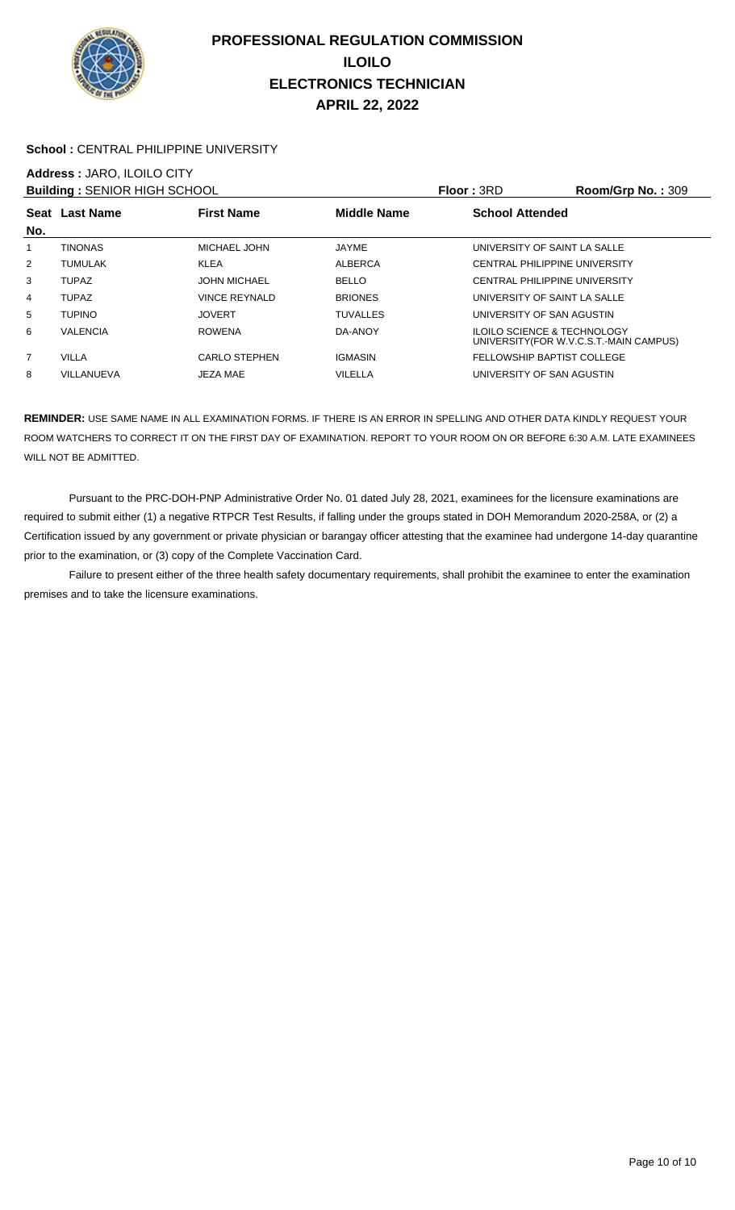# PROFESSIONAL REGULATION COMMISSION
# ILOILO
# ELECTRONICS TECHNICIAN
# APRIL 22, 2022

**School :** CENTRAL PHILIPPINE UNIVERSITY

**Address :** JARO, ILOILO CITY

**Building :** SENIOR HIGH SCHOOL **Floor :** 3RD **Room/Grp No. :** 309

| Seat No. | Last Name | First Name | Middle Name | School Attended |
|---|---|---|---|---|
| 1 | TINONAS | MICHAEL JOHN | JAYME | UNIVERSITY OF SAINT LA SALLE |
| 2 | TUMULAK | KLEA | ALBERCA | CENTRAL PHILIPPINE UNIVERSITY |
| 3 | TUPAZ | JOHN MICHAEL | BELLO | CENTRAL PHILIPPINE UNIVERSITY |
| 4 | TUPAZ | VINCE REYNALD | BRIONES | UNIVERSITY OF SAINT LA SALLE |
| 5 | TUPINO | JOVERT | TUVALLES | UNIVERSITY OF SAN AGUSTIN |
| 6 | VALENCIA | ROWENA | DA-ANOY | ILOILO SCIENCE & TECHNOLOGY UNIVERSITY(FOR W.V.C.S.T.-MAIN CAMPUS) |
| 7 | VILLA | CARLO STEPHEN | IGMASIN | FELLOWSHIP BAPTIST COLLEGE |
| 8 | VILLANUEVA | JEZA MAE | VILELLA | UNIVERSITY OF SAN AGUSTIN |

**REMINDER:** USE SAME NAME IN ALL EXAMINATION FORMS. IF THERE IS AN ERROR IN SPELLING AND OTHER DATA KINDLY REQUEST YOUR ROOM WATCHERS TO CORRECT IT ON THE FIRST DAY OF EXAMINATION. REPORT TO YOUR ROOM ON OR BEFORE 6:30 A.M. LATE EXAMINEES WILL NOT BE ADMITTED.

Pursuant to the PRC-DOH-PNP Administrative Order No. 01 dated July 28, 2021, examinees for the licensure examinations are required to submit either (1) a negative RTPCR Test Results, if falling under the groups stated in DOH Memorandum 2020-258A, or (2) a Certification issued by any government or private physician or barangay officer attesting that the examinee had undergone 14-day quarantine prior to the examination, or (3) copy of the Complete Vaccination Card.

Failure to present either of the three health safety documentary requirements, shall prohibit the examinee to enter the examination premises and to take the licensure examinations.